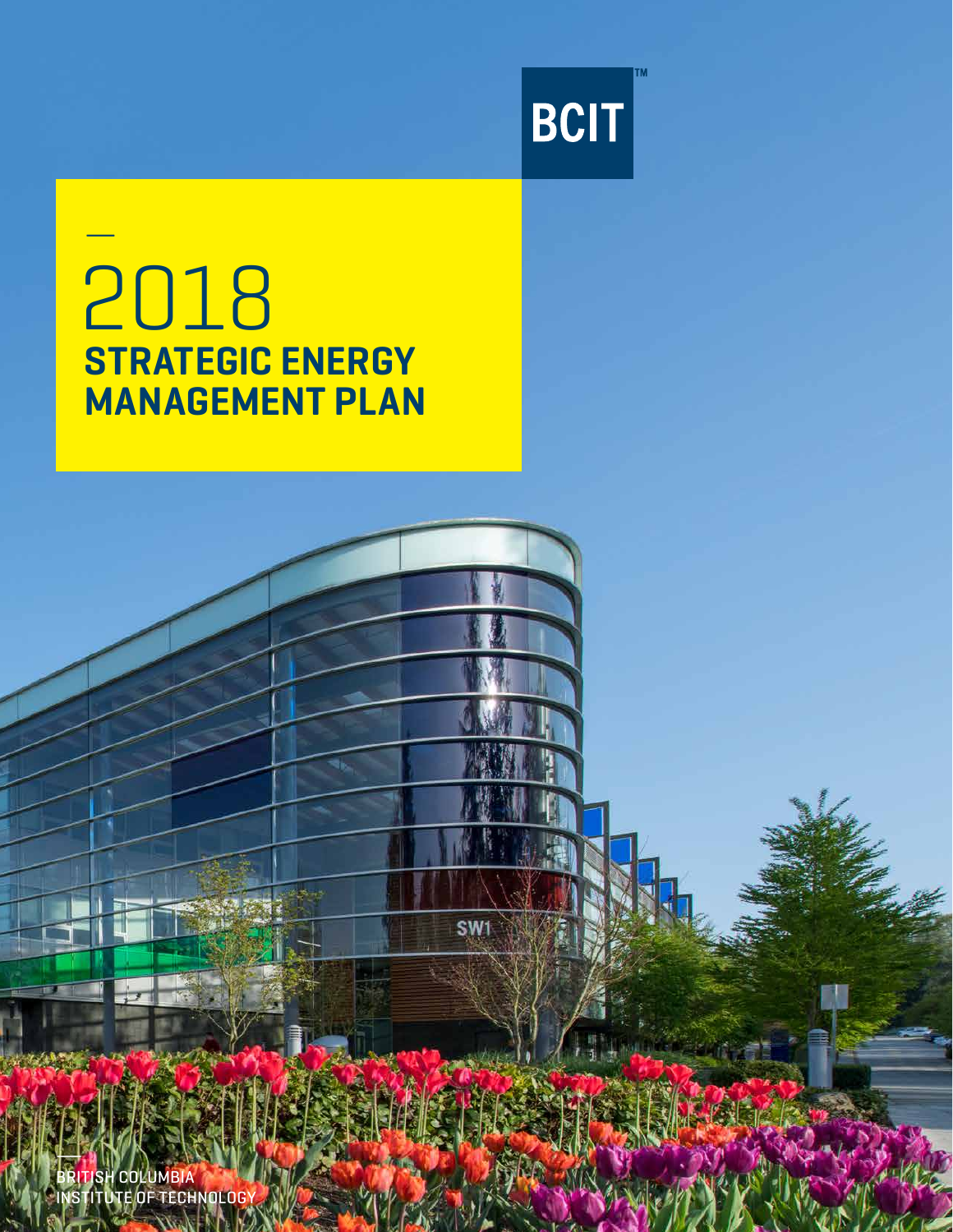BCIT™

# 2018 STRATEGIC ENERGY MANAGEMENT PLAN

SW1

BRITISH COLUMBIA INSTITUTE OF TECHNOLOGY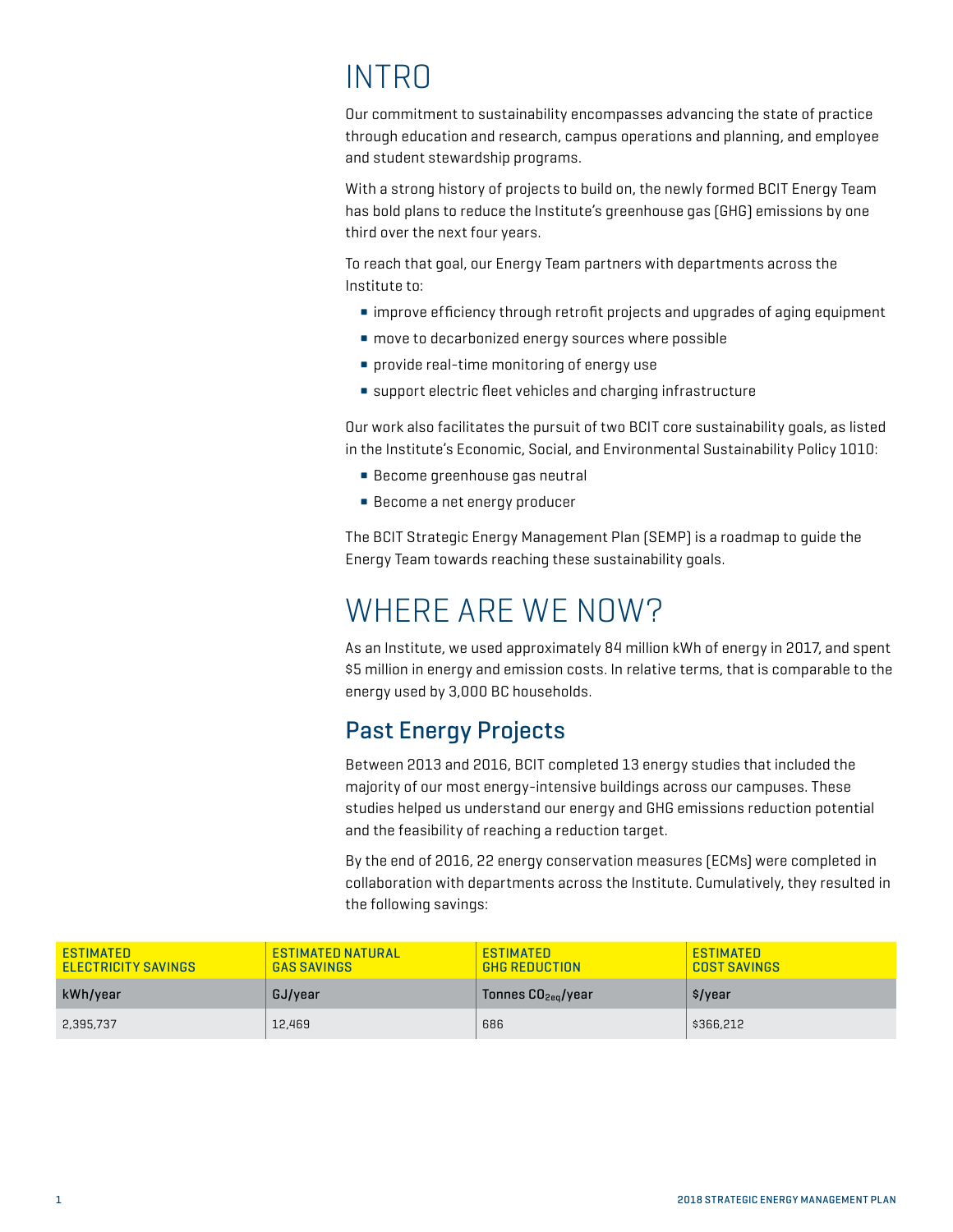# INTRO

Our commitment to sustainability encompasses advancing the state of practice through education and research, campus operations and planning, and employee and student stewardship programs.

With a strong history of projects to build on, the newly formed BCIT Energy Team has bold plans to reduce the Institute's greenhouse gas (GHG) emissions by one third over the next four years.

To reach that goal, our Energy Team partners with departments across the Institute to:

- improve efficiency through retrofit projects and upgrades of aging equipment
- move to decarbonized energy sources where possible
- provide real-time monitoring of energy use
- support electric fleet vehicles and charging infrastructure

Our work also facilitates the pursuit of two BCIT core sustainability goals, as listed in the Institute's Economic, Social, and Environmental Sustainability Policy 1010:

- Become greenhouse gas neutral
- Become a net energy producer

The BCIT Strategic Energy Management Plan (SEMP) is a roadmap to guide the Energy Team towards reaching these sustainability goals.

# WHERE ARE WE NOW?

As an Institute, we used approximately 84 million kWh of energy in 2017, and spent $5 million in energy and emission costs. In relative terms, that is comparable to the energy used by 3,000 BC households.

## Past Energy Projects

Between 2013 and 2016, BCIT completed 13 energy studies that included the majority of our most energy-intensive buildings across our campuses. These studies helped us understand our energy and GHG emissions reduction potential and the feasibility of reaching a reduction target.

By the end of 2016, 22 energy conservation measures (ECMs) were completed in collaboration with departments across the Institute. Cumulatively, they resulted in the following savings:

| ESTIMATED ELECTRICITY SAVINGS | ESTIMATED NATURAL GAS SAVINGS | ESTIMATED GHG REDUCTION | ESTIMATED COST SAVINGS |
|---|---|---|---|
| kWh/year | GJ/year | Tonnes $CO_{2eq}$/year | $/year |
| 2,395,737 | 12,469 | 686 | $366,212 |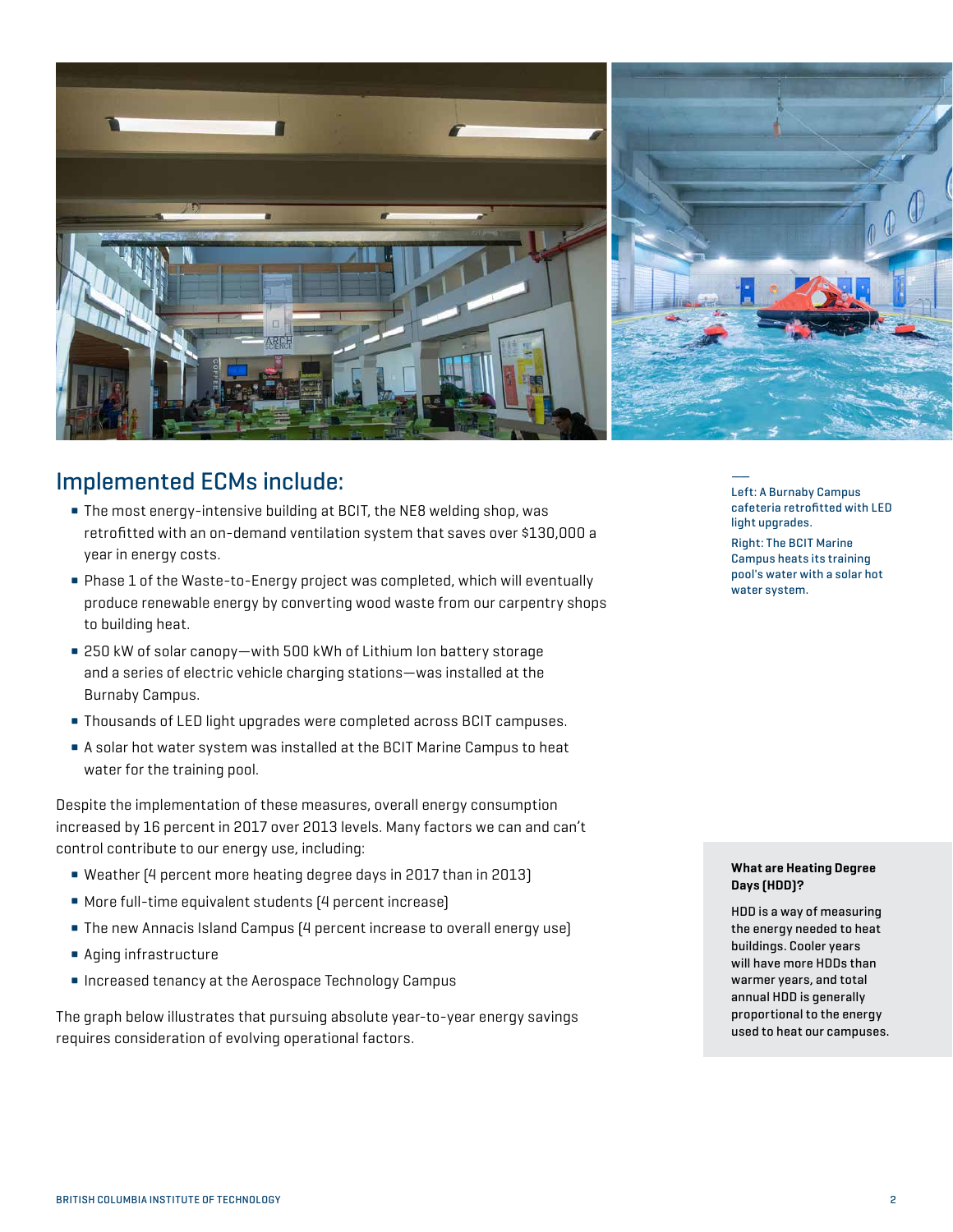## Implemented ECMs include:

- The most energy-intensive building at BCIT, the NE8 welding shop, was retrofitted with an on-demand ventilation system that saves over $130,000 a year in energy costs.
- Phase 1 of the Waste-to-Energy project was completed, which will eventually produce renewable energy by converting wood waste from our carpentry shops to building heat.
- 250 kW of solar canopy—with 500 kWh of Lithium Ion battery storage and a series of electric vehicle charging stations—was installed at the Burnaby Campus.
- Thousands of LED light upgrades were completed across BCIT campuses.
- A solar hot water system was installed at the BCIT Marine Campus to heat water for the training pool.

Left: A Burnaby Campus cafeteria retrofitted with LED light upgrades.

Right: The BCIT Marine Campus heats its training pool's water with a solar hot water system.

Despite the implementation of these measures, overall energy consumption increased by 16 percent in 2017 over 2013 levels. Many factors we can and can't control contribute to our energy use, including:

- Weather (4 percent more heating degree days in 2017 than in 2013)
- More full-time equivalent students (4 percent increase)
- The new Annacis Island Campus (4 percent increase to overall energy use)
- Aging infrastructure
- Increased tenancy at the Aerospace Technology Campus

The graph below illustrates that pursuing absolute year-to-year energy savings requires consideration of evolving operational factors.

**What are Heating Degree Days (HDD)?**

HDD is a way of measuring the energy needed to heat buildings. Cooler years will have more HDDs than warmer years, and total annual HDD is generally proportional to the energy used to heat our campuses.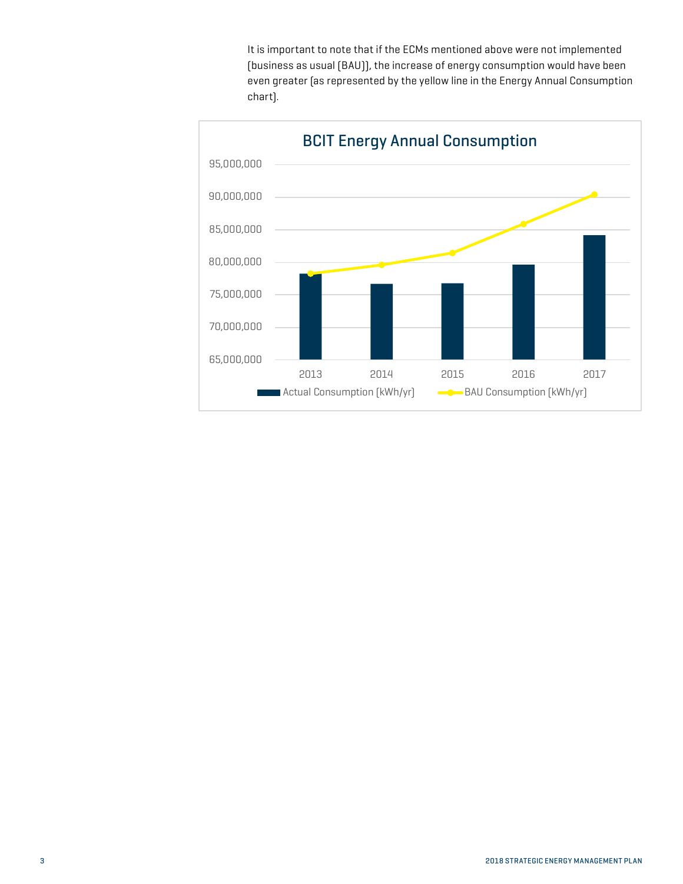It is important to note that if the ECMs mentioned above were not implemented (business as usual (BAU)), the increase of energy consumption would have been even greater (as represented by the yellow line in the Energy Annual Consumption chart).

**BCIT Energy Annual Consumption**

95,000,000
90,000,000
85,000,000
80,000,000
75,000,000
70,000,000
65,000,000

2013 2014 2015 2016 2017

Actual Consumption (kWh/yr) BAU Consumption (kWh/yr)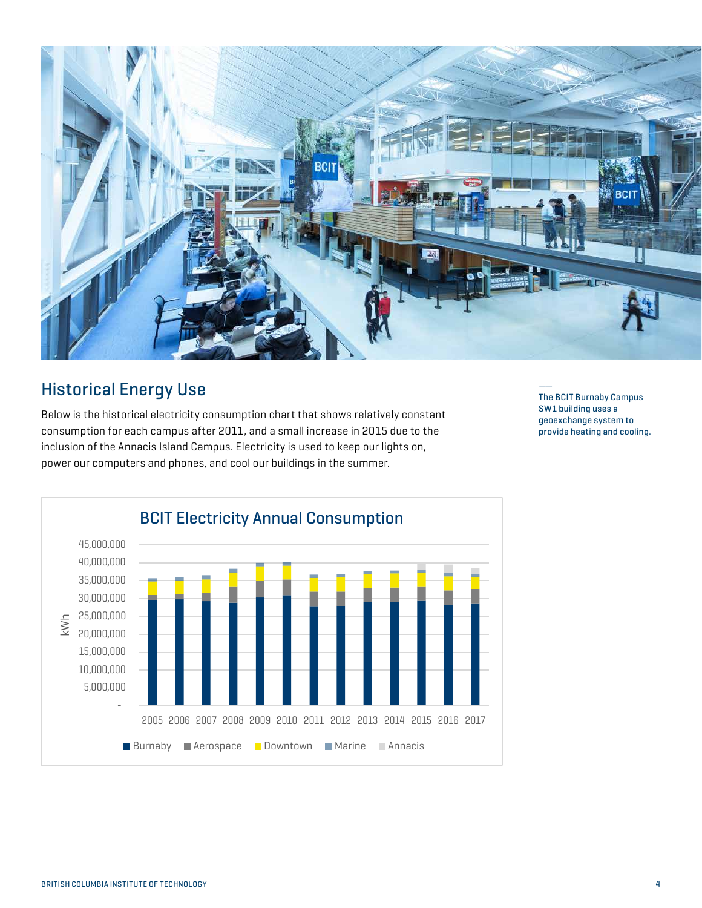## Historical Energy Use

Below is the historical electricity consumption chart that shows relatively constant consumption for each campus after 2011, and a small increase in 2015 due to the inclusion of the Annacis Island Campus. Electricity is used to keep our lights on, power our computers and phones, and cool our buildings in the summer.

The BCIT Burnaby Campus SW1 building uses a geoexchange system to provide heating and cooling.

**BCIT Electricity Annual Consumption**

kWh

45,000,000
40,000,000
35,000,000
30,000,000
25,000,000
20,000,000
15,000,000
10,000,000
5,000,000
-

2005 2006 2007 2008 2009 2010 2011 2012 2013 2014 2015 2016 2017

Burnaby, Aerospace, Downtown, Marine, Annacis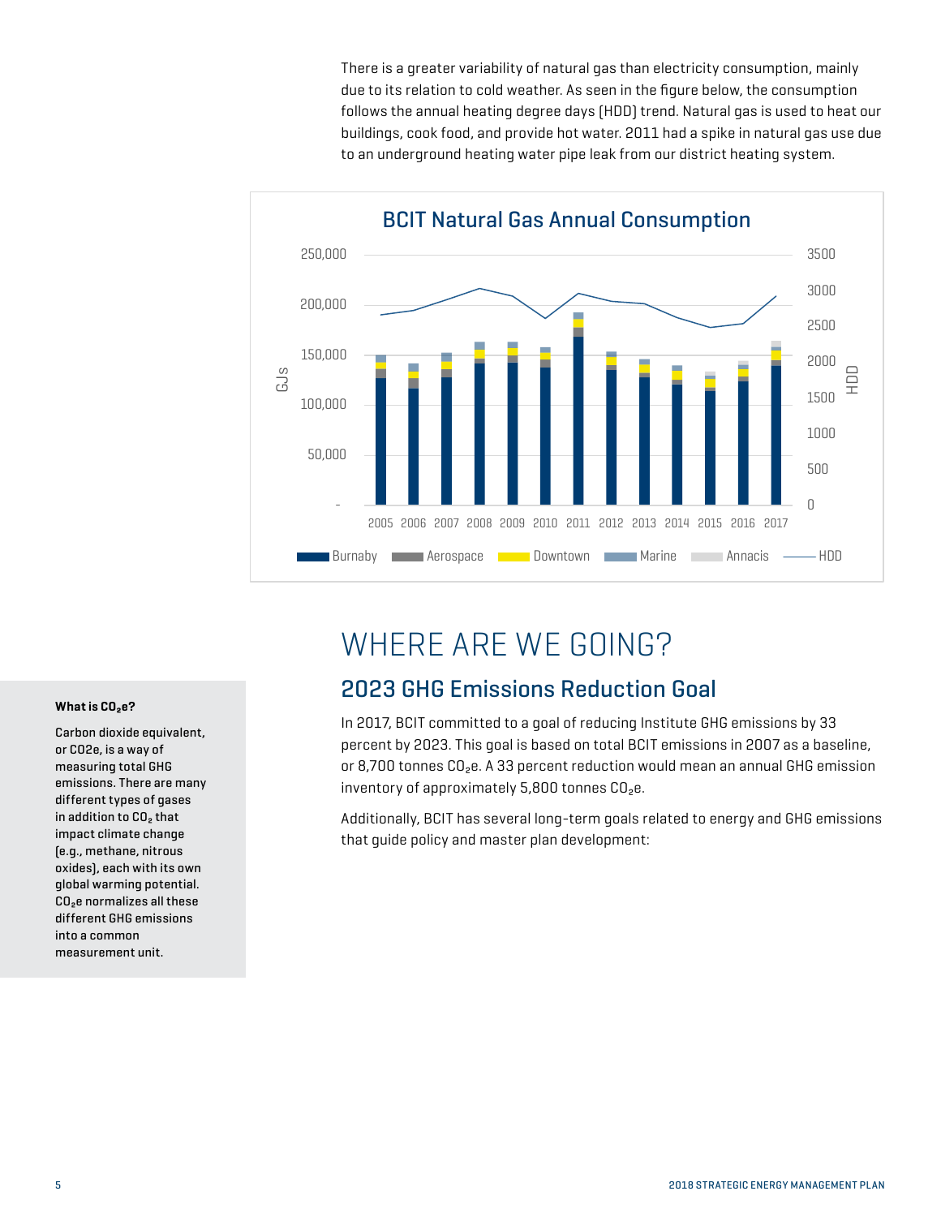There is a greater variability of natural gas than electricity consumption, mainly due to its relation to cold weather. As seen in the figure below, the consumption follows the annual heating degree days (HDD) trend. Natural gas is used to heat our buildings, cook food, and provide hot water. 2011 had a spike in natural gas use due to an underground heating water pipe leak from our district heating system.

**BCIT Natural Gas Annual Consumption**

# WHERE ARE WE GOING?

## 2023 GHG Emissions Reduction Goal

In 2017, BCIT committed to a goal of reducing Institute GHG emissions by 33 percent by 2023. This goal is based on total BCIT emissions in 2007 as a baseline, or 8,700 tonnes $CO_2e$. A 33 percent reduction would mean an annual GHG emission inventory of approximately 5,800 tonnes $CO_2e$.

Additionally, BCIT has several long-term goals related to energy and GHG emissions that guide policy and master plan development:

**What is $CO_2e$?**

Carbon dioxide equivalent, or CO2e, is a way of measuring total GHG emissions. There are many different types of gases in addition to $CO_2$ that impact climate change (e.g., methane, nitrous oxides), each with its own global warming potential. $CO_2e$ normalizes all these different GHG emissions into a common measurement unit.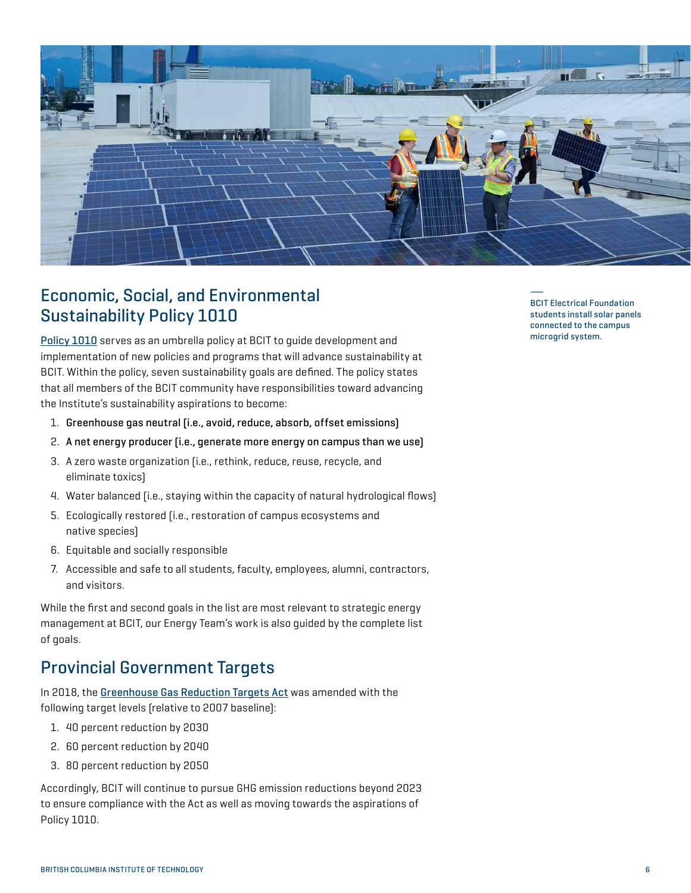BCIT Electrical Foundation students install solar panels connected to the campus microgrid system.

## Economic, Social, and Environmental Sustainability Policy 1010

Policy 1010 serves as an umbrella policy at BCIT to guide development and implementation of new policies and programs that will advance sustainability at BCIT. Within the policy, seven sustainability goals are defined. The policy states that all members of the BCIT community have responsibilities toward advancing the Institute's sustainability aspirations to become:

1. **Greenhouse gas neutral (i.e., avoid, reduce, absorb, offset emissions)**
2. **A net energy producer (i.e., generate more energy on campus than we use)**
3. A zero waste organization (i.e., rethink, reduce, reuse, recycle, and eliminate toxics)
4. Water balanced (i.e., staying within the capacity of natural hydrological flows)
5. Ecologically restored (i.e., restoration of campus ecosystems and native species)
6. Equitable and socially responsible
7. Accessible and safe to all students, faculty, employees, alumni, contractors, and visitors.

While the first and second goals in the list are most relevant to strategic energy management at BCIT, our Energy Team's work is also guided by the complete list of goals.

## Provincial Government Targets

In 2018, the Greenhouse Gas Reduction Targets Act was amended with the following target levels (relative to 2007 baseline):

1. 40 percent reduction by 2030
2. 60 percent reduction by 2040
3. 80 percent reduction by 2050

Accordingly, BCIT will continue to pursue GHG emission reductions beyond 2023 to ensure compliance with the Act as well as moving towards the aspirations of Policy 1010.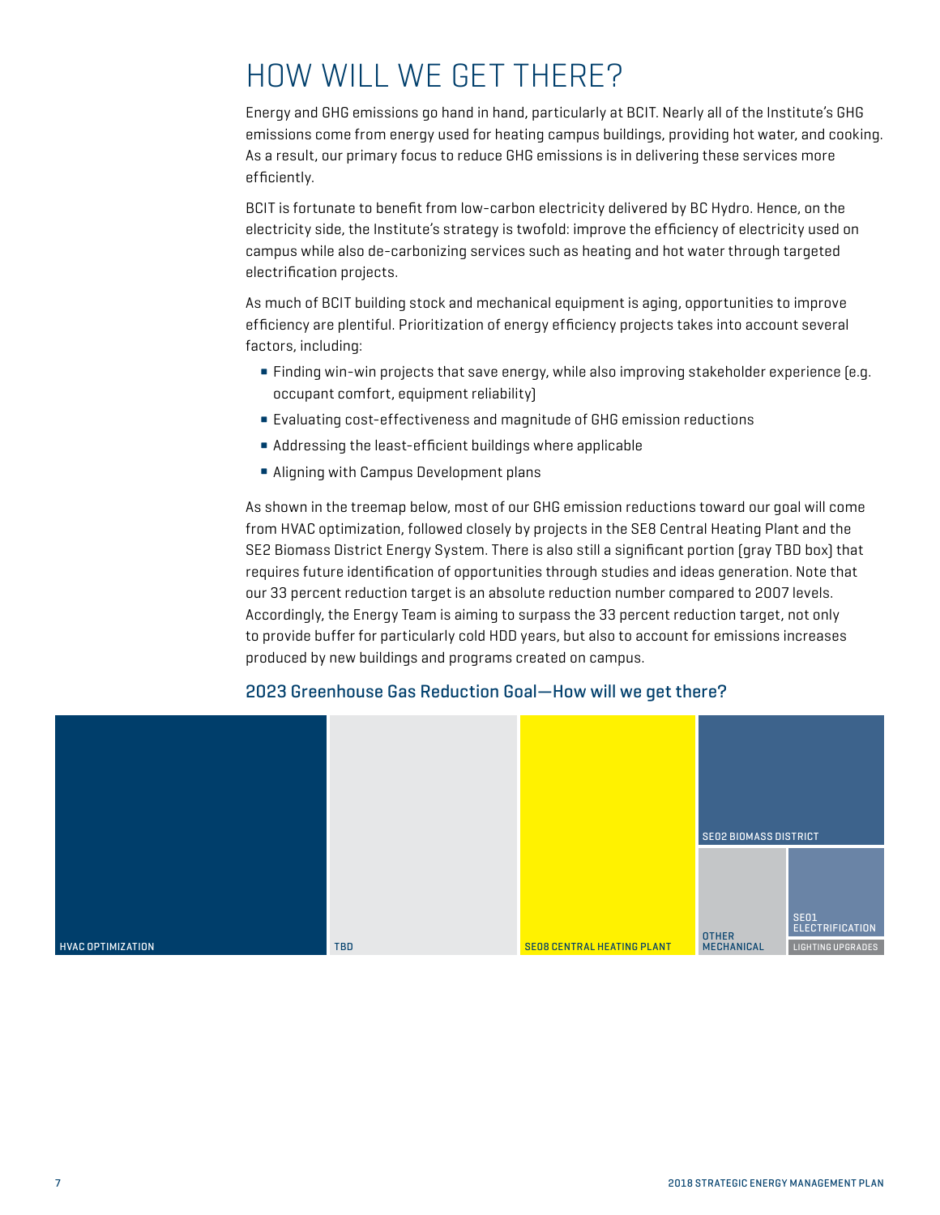# HOW WILL WE GET THERE?

Energy and GHG emissions go hand in hand, particularly at BCIT. Nearly all of the Institute's GHG emissions come from energy used for heating campus buildings, providing hot water, and cooking. As a result, our primary focus to reduce GHG emissions is in delivering these services more efficiently.

BCIT is fortunate to benefit from low-carbon electricity delivered by BC Hydro. Hence, on the electricity side, the Institute's strategy is twofold: improve the efficiency of electricity used on campus while also de-carbonizing services such as heating and hot water through targeted electrification projects.

As much of BCIT building stock and mechanical equipment is aging, opportunities to improve efficiency are plentiful. Prioritization of energy efficiency projects takes into account several factors, including:

- Finding win-win projects that save energy, while also improving stakeholder experience (e.g. occupant comfort, equipment reliability)
- Evaluating cost-effectiveness and magnitude of GHG emission reductions
- Addressing the least-efficient buildings where applicable
- Aligning with Campus Development plans

As shown in the treemap below, most of our GHG emission reductions toward our goal will come from HVAC optimization, followed closely by projects in the SE8 Central Heating Plant and the SE2 Biomass District Energy System. There is also still a significant portion (gray TBD box) that requires future identification of opportunities through studies and ideas generation. Note that our 33 percent reduction target is an absolute reduction number compared to 2007 levels. Accordingly, the Energy Team is aiming to surpass the 33 percent reduction target, not only to provide buffer for particularly cold HDD years, but also to account for emissions increases produced by new buildings and programs created on campus.

## 2023 Greenhouse Gas Reduction Goal—How will we get there?

HVAC OPTIMIZATION | TBD | SE08 CENTRAL HEATING PLANT | SE02 BIOMASS DISTRICT | OTHER MECHANICAL | SE01 ELECTRIFICATION | LIGHTING UPGRADES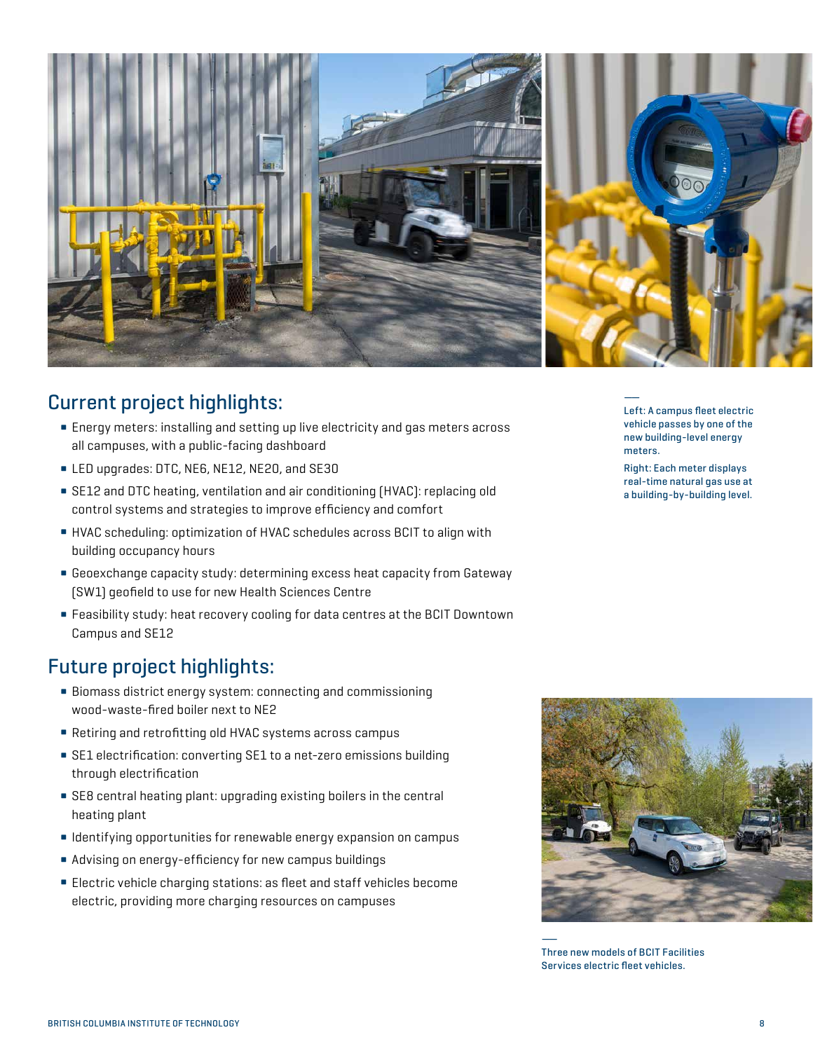## Current project highlights:

- Energy meters: installing and setting up live electricity and gas meters across all campuses, with a public-facing dashboard
- LED upgrades: DTC, NE6, NE12, NE20, and SE30
- SE12 and DTC heating, ventilation and air conditioning (HVAC): replacing old control systems and strategies to improve efficiency and comfort
- HVAC scheduling: optimization of HVAC schedules across BCIT to align with building occupancy hours
- Geoexchange capacity study: determining excess heat capacity from Gateway (SW1) geofield to use for new Health Sciences Centre
- Feasibility study: heat recovery cooling for data centres at the BCIT Downtown Campus and SE12

Left: A campus fleet electric vehicle passes by one of the new building-level energy meters.

Right: Each meter displays real-time natural gas use at a building-by-building level.

## Future project highlights:

- Biomass district energy system: connecting and commissioning wood-waste-fired boiler next to NE2
- Retiring and retrofitting old HVAC systems across campus
- SE1 electrification: converting SE1 to a net-zero emissions building through electrification
- SE8 central heating plant: upgrading existing boilers in the central heating plant
- Identifying opportunities for renewable energy expansion on campus
- Advising on energy-efficiency for new campus buildings
- Electric vehicle charging stations: as fleet and staff vehicles become electric, providing more charging resources on campuses

Three new models of BCIT Facilities Services electric fleet vehicles.